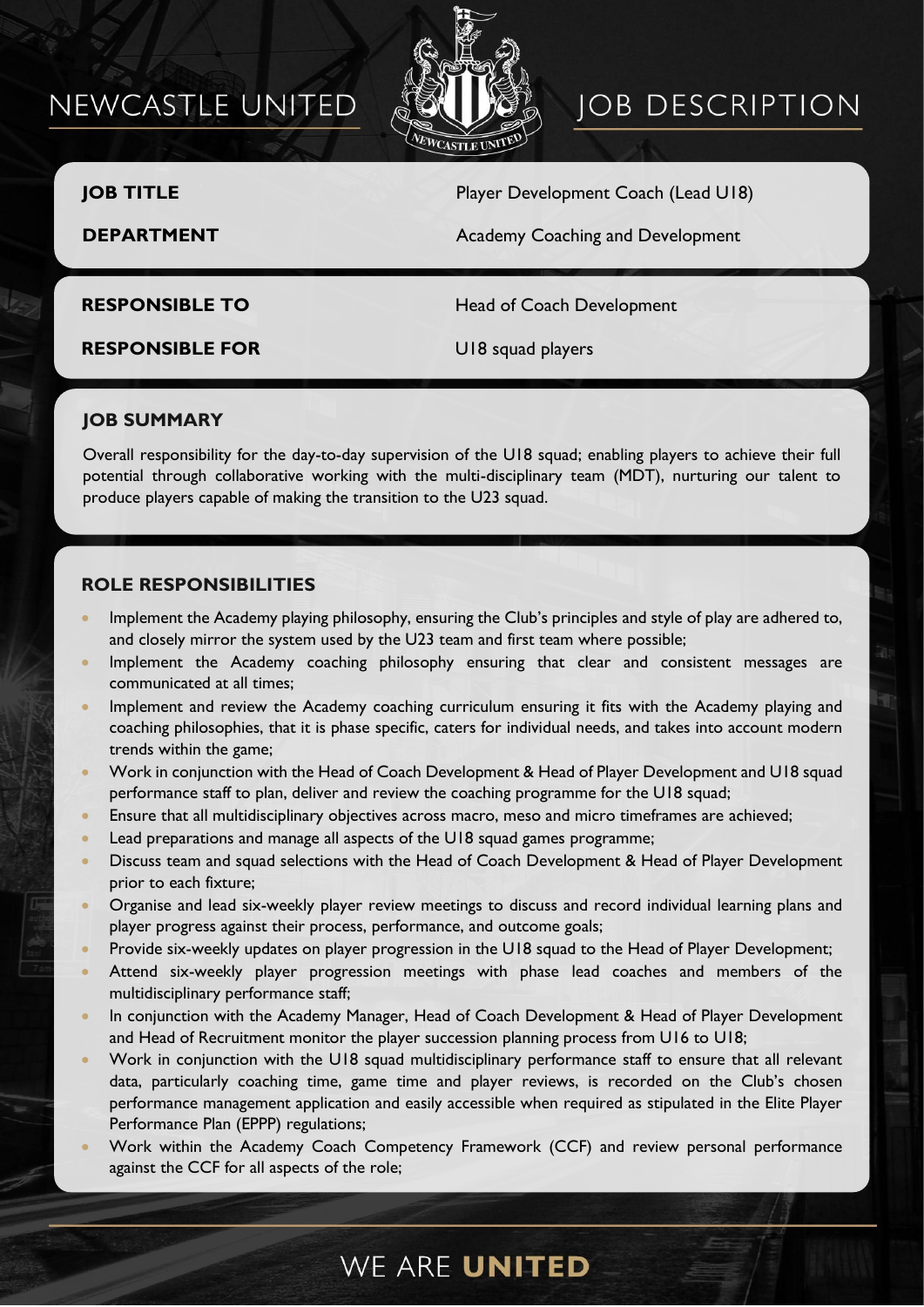# NEWCASTLE UNITED JOB DESCRIPTION

| | |
|---|---|
| **JOB TITLE** | Player Development Coach (Lead U18) |
| **DEPARTMENT** | Academy Coaching and Development |
| **RESPONSIBLE TO** | Head of Coach Development |
| **RESPONSIBLE FOR** | U18 squad players |

## JOB SUMMARY

Overall responsibility for the day-to-day supervision of the U18 squad; enabling players to achieve their full potential through collaborative working with the multi-disciplinary team (MDT), nurturing our talent to produce players capable of making the transition to the U23 squad.

## ROLE RESPONSIBILITIES

- Implement the Academy playing philosophy, ensuring the Club's principles and style of play are adhered to, and closely mirror the system used by the U23 team and first team where possible;
- Implement the Academy coaching philosophy ensuring that clear and consistent messages are communicated at all times;
- Implement and review the Academy coaching curriculum ensuring it fits with the Academy playing and coaching philosophies, that it is phase specific, caters for individual needs, and takes into account modern trends within the game;
- Work in conjunction with the Head of Coach Development & Head of Player Development and U18 squad performance staff to plan, deliver and review the coaching programme for the U18 squad;
- Ensure that all multidisciplinary objectives across macro, meso and micro timeframes are achieved;
- Lead preparations and manage all aspects of the U18 squad games programme;
- Discuss team and squad selections with the Head of Coach Development & Head of Player Development prior to each fixture;
- Organise and lead six-weekly player review meetings to discuss and record individual learning plans and player progress against their process, performance, and outcome goals;
- Provide six-weekly updates on player progression in the U18 squad to the Head of Player Development;
- Attend six-weekly player progression meetings with phase lead coaches and members of the multidisciplinary performance staff;
- In conjunction with the Academy Manager, Head of Coach Development & Head of Player Development and Head of Recruitment monitor the player succession planning process from U16 to U18;
- Work in conjunction with the U18 squad multidisciplinary performance staff to ensure that all relevant data, particularly coaching time, game time and player reviews, is recorded on the Club's chosen performance management application and easily accessible when required as stipulated in the Elite Player Performance Plan (EPPP) regulations;
- Work within the Academy Coach Competency Framework (CCF) and review personal performance against the CCF for all aspects of the role;

WE ARE **UNITED**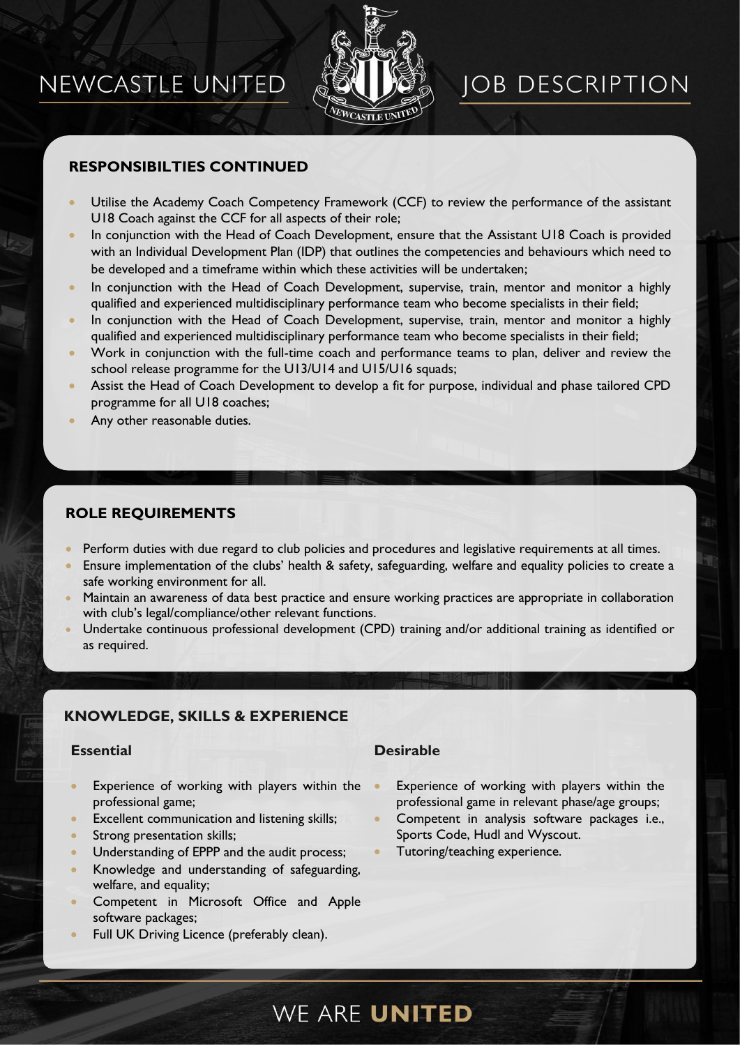## RESPONSIBILTIES CONTINUED

- Utilise the Academy Coach Competency Framework (CCF) to review the performance of the assistant U18 Coach against the CCF for all aspects of their role;
- In conjunction with the Head of Coach Development, ensure that the Assistant U18 Coach is provided with an Individual Development Plan (IDP) that outlines the competencies and behaviours which need to be developed and a timeframe within which these activities will be undertaken;
- In conjunction with the Head of Coach Development, supervise, train, mentor and monitor a highly qualified and experienced multidisciplinary performance team who become specialists in their field;
- In conjunction with the Head of Coach Development, supervise, train, mentor and monitor a highly qualified and experienced multidisciplinary performance team who become specialists in their field;
- Work in conjunction with the full-time coach and performance teams to plan, deliver and review the school release programme for the U13/U14 and U15/U16 squads;
- Assist the Head of Coach Development to develop a fit for purpose, individual and phase tailored CPD programme for all U18 coaches;
- Any other reasonable duties.

## ROLE REQUIREMENTS

- Perform duties with due regard to club policies and procedures and legislative requirements at all times.
- Ensure implementation of the clubs' health & safety, safeguarding, welfare and equality policies to create a safe working environment for all.
- Maintain an awareness of data best practice and ensure working practices are appropriate in collaboration with club's legal/compliance/other relevant functions.
- Undertake continuous professional development (CPD) training and/or additional training as identified or as required.

## KNOWLEDGE, SKILLS & EXPERIENCE

### Essential

- Experience of working with players within the professional game;
- Excellent communication and listening skills;
- Strong presentation skills;
- Understanding of EPPP and the audit process;
- Knowledge and understanding of safeguarding, welfare, and equality;
- Competent in Microsoft Office and Apple software packages;
- Full UK Driving Licence (preferably clean).

### Desirable

- Experience of working with players within the professional game in relevant phase/age groups;
- Competent in analysis software packages i.e., Sports Code, Hudl and Wyscout.
- Tutoring/teaching experience.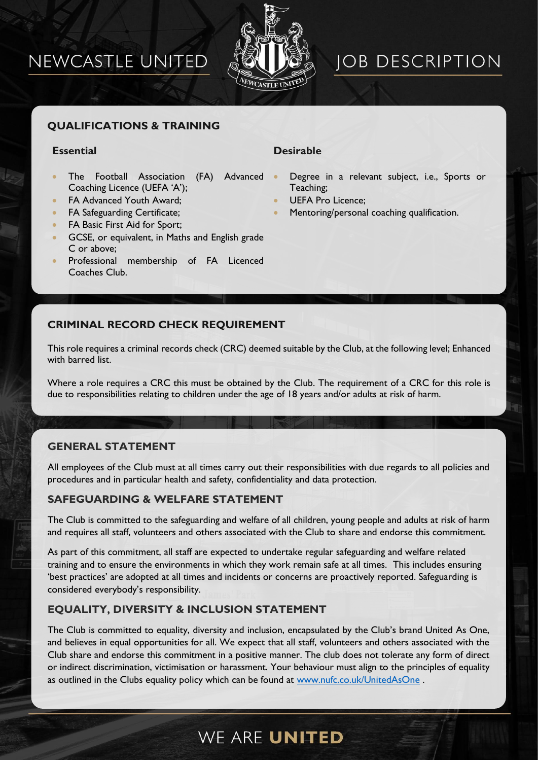## QUALIFICATIONS & TRAINING

### Essential

- The Football Association (FA) Advanced Coaching Licence (UEFA 'A');
- FA Advanced Youth Award;
- FA Safeguarding Certificate;
- FA Basic First Aid for Sport;
- GCSE, or equivalent, in Maths and English grade C or above;
- Professional membership of FA Licenced Coaches Club.

### Desirable

- Degree in a relevant subject, i.e., Sports or Teaching;
- UEFA Pro Licence;
- Mentoring/personal coaching qualification.

## CRIMINAL RECORD CHECK REQUIREMENT

This role requires a criminal records check (CRC) deemed suitable by the Club, at the following level; Enhanced with barred list.

Where a role requires a CRC this must be obtained by the Club. The requirement of a CRC for this role is due to responsibilities relating to children under the age of 18 years and/or adults at risk of harm.

## GENERAL STATEMENT

All employees of the Club must at all times carry out their responsibilities with due regards to all policies and procedures and in particular health and safety, confidentiality and data protection.

## SAFEGUARDING & WELFARE STATEMENT

The Club is committed to the safeguarding and welfare of all children, young people and adults at risk of harm and requires all staff, volunteers and others associated with the Club to share and endorse this commitment.

As part of this commitment, all staff are expected to undertake regular safeguarding and welfare related training and to ensure the environments in which they work remain safe at all times. This includes ensuring 'best practices' are adopted at all times and incidents or concerns are proactively reported. Safeguarding is considered everybody's responsibility.

## EQUALITY, DIVERSITY & INCLUSION STATEMENT

The Club is committed to equality, diversity and inclusion, encapsulated by the Club's brand United As One, and believes in equal opportunities for all. We expect that all staff, volunteers and others associated with the Club share and endorse this commitment in a positive manner. The club does not tolerate any form of direct or indirect discrimination, victimisation or harassment. Your behaviour must align to the principles of equality as outlined in the Clubs equality policy which can be found at [www.nufc.co.uk/UnitedAsOne](http://www.nufc.co.uk/UnitedAsOne) .